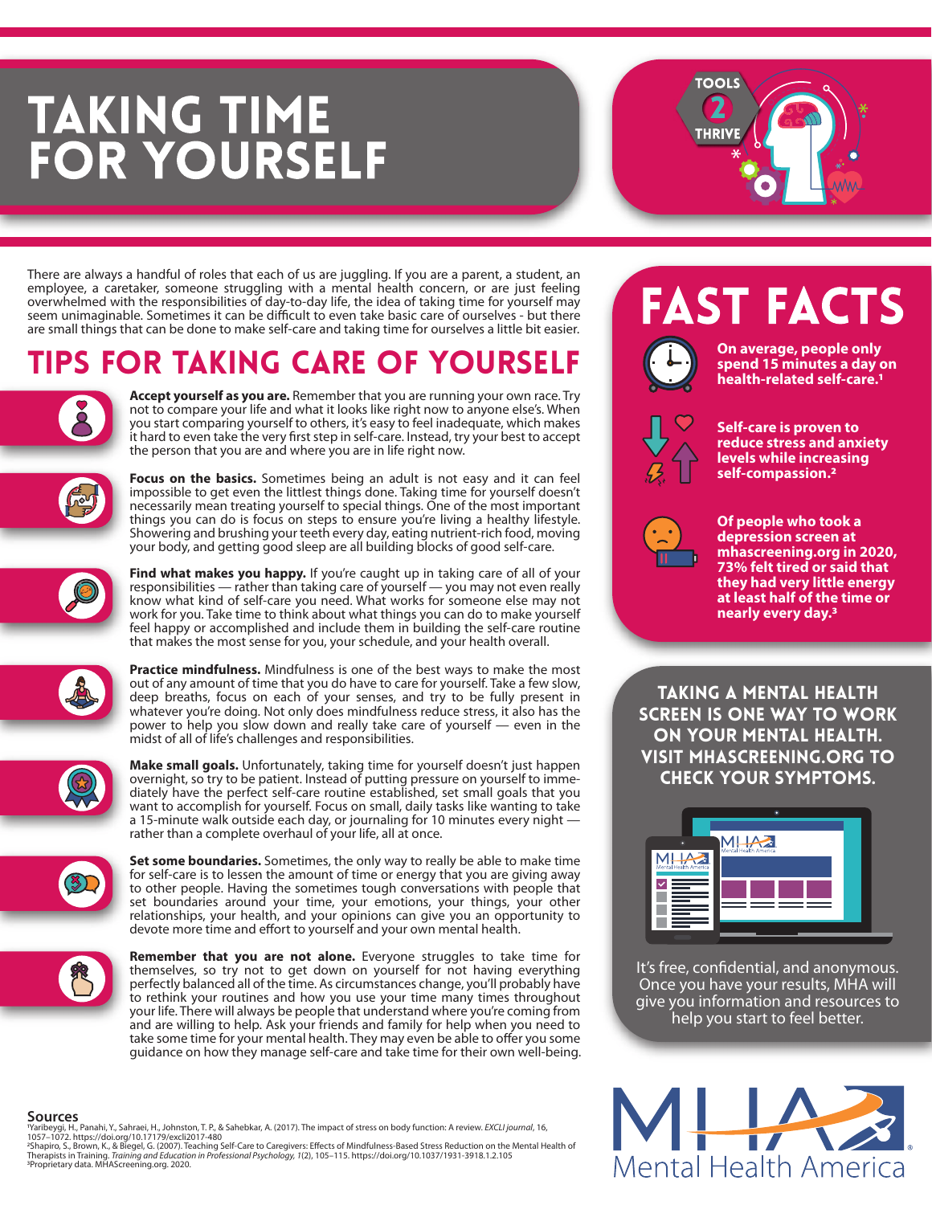# TAKING TIME FOR YOURSELF

TOOLS 2 THRIVE

There are always a handful of roles that each of us are juggling. If you are a parent, a student, an employee, a caretaker, someone struggling with a mental health concern, or are just feeling overwhelmed with the responsibilities of day-to-day life, the idea of taking time for yourself may seem unimaginable. Sometimes it can be difficult to even take basic care of ourselves - but there are small things that can be done to make self-care and taking time for ourselves a little bit easier.

## TIPS FOR TAKING CARE OF YOURSELF

**Accept yourself as you are.** Remember that you are running your own race. Try not to compare your life and what it looks like right now to anyone else's. When you start comparing yourself to others, it's easy to feel inadequate, which makes it hard to even take the very first step in self-care. Instead, try your best to accept the person that you are and where you are in life right now.

**Focus on the basics.** Sometimes being an adult is not easy and it can feel impossible to get even the littlest things done. Taking time for yourself doesn't necessarily mean treating yourself to special things. One of the most important things you can do is focus on steps to ensure you're living a healthy lifestyle. Showering and brushing your teeth every day, eating nutrient-rich food, moving your body, and getting good sleep are all building blocks of good self-care.

**Find what makes you happy.** If you're caught up in taking care of all of your responsibilities — rather than taking care of yourself — you may not even really know what kind of self-care you need. What works for someone else may not work for you. Take time to think about what things you can do to make yourself feel happy or accomplished and include them in building the self-care routine that makes the most sense for you, your schedule, and your health overall.

**Practice mindfulness.** Mindfulness is one of the best ways to make the most out of any amount of time that you do have to care for yourself. Take a few slow, deep breaths, focus on each of your senses, and try to be fully present in whatever you're doing. Not only does mindfulness reduce stress, it also has the power to help you slow down and really take care of yourself — even in the midst of all of life's challenges and responsibilities.

**Make small goals.** Unfortunately, taking time for yourself doesn't just happen overnight, so try to be patient. Instead of putting pressure on yourself to immediately have the perfect self-care routine established, set small goals that you want to accomplish for yourself. Focus on small, daily tasks like wanting to take a 15-minute walk outside each day, or journaling for 10 minutes every night — rather than a complete overhaul of your life, all at once.

**Set some boundaries.** Sometimes, the only way to really be able to make time for self-care is to lessen the amount of time or energy that you are giving away to other people. Having the sometimes tough conversations with people that set boundaries around your time, your emotions, your things, your other relationships, your health, and your opinions can give you an opportunity to devote more time and effort to yourself and your own mental health.

**Remember that you are not alone.** Everyone struggles to take time for themselves, so try not to get down on yourself for not having everything perfectly balanced all of the time. As circumstances change, you'll probably have to rethink your routines and how you use your time many times throughout your life. There will always be people that understand where you're coming from and are willing to help. Ask your friends and family for help when you need to take some time for your mental health. They may even be able to offer you some guidance on how they manage self-care and take time for their own well-being.

## FAST FACTS

**On average, people only spend 15 minutes a day on health-related self-care.[1]**

**Self-care is proven to reduce stress and anxiety levels while increasing self-compassion.[2]**

**Of people who took a depression screen at mhascreening.org in 2020, 73% felt tired or said that they had very little energy at least half of the time or nearly every day.[3]**

### TAKING A MENTAL HEALTH SCREEN IS ONE WAY TO WORK ON YOUR MENTAL HEALTH. VISIT MHASCREENING.ORG TO CHECK YOUR SYMPTOMS.

It's free, confidential, and anonymous. Once you have your results, MHA will give you information and resources to help you start to feel better.

### Sources

[1]Yaribeygi, H., Panahi, Y., Sahraei, H., Johnston, T. P., & Sahebkar, A. (2017). The impact of stress on body function: A review. *EXCLI journal*, 16, 1057–1072. https://doi.org/10.17179/excli2017-480

[2]Shapiro, S., Brown, K., & Biegel, G. (2007). Teaching Self-Care to Caregivers: Effects of Mindfulness-Based Stress Reduction on the Mental Health of Therapists in Training. *Training and Education in Professional Psychology, 1*(2), 105–115. https://doi.org/10.1037/1931-3918.1.2.105

[3]Proprietary data. MHAScreening.org. 2020.

Mental Health America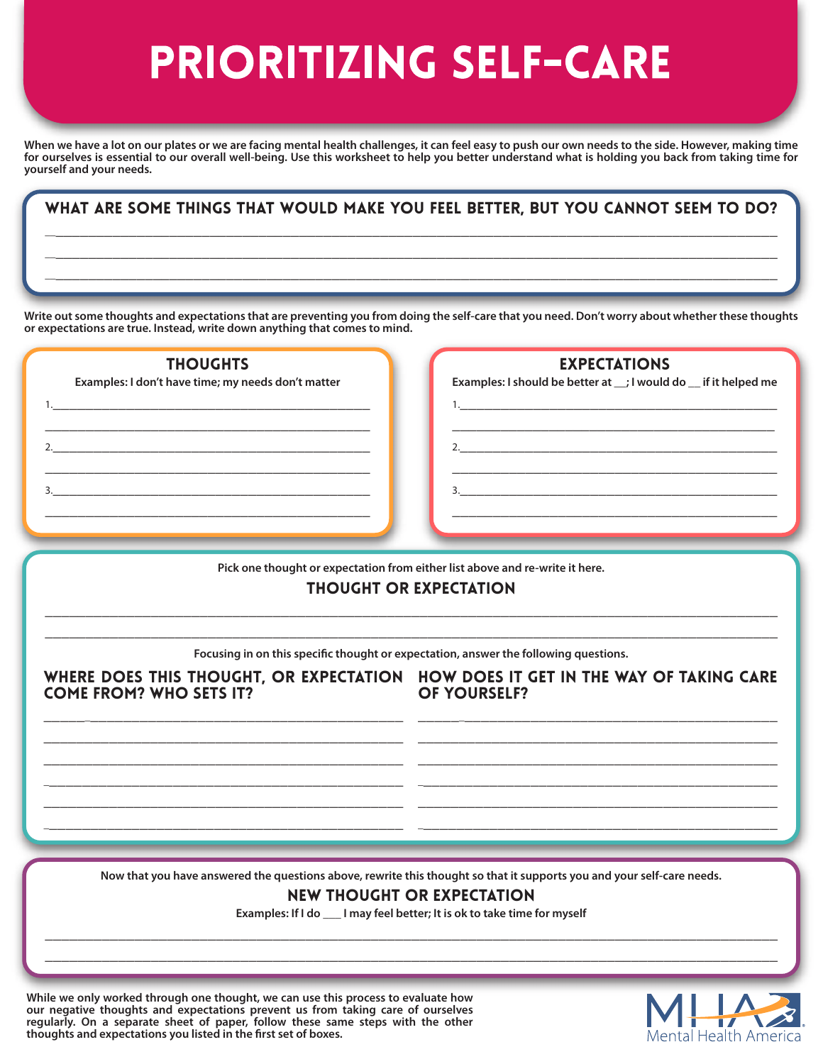# PRIORITIZING SELF-CARE

When we have a lot on our plates or we are facing mental health challenges, it can feel easy to push our own needs to the side. However, making time for ourselves is essential to our overall well-being. Use this worksheet to help you better understand what is holding you back from taking time for yourself and your needs.

## WHAT ARE SOME THINGS THAT WOULD MAKE YOU FEEL BETTER, BUT YOU CANNOT SEEM TO DO?

___________________________________________________________________________

___________________________________________________________________________

___________________________________________________________________________

Write out some thoughts and expectations that are preventing you from doing the self-care that you need. Don't worry about whether these thoughts or expectations are true. Instead, write down anything that comes to mind.

### THOUGHTS

Examples: I don't have time; my needs don't matter

1. ___________________________________________

2. ___________________________________________

3. ___________________________________________

### EXPECTATIONS

Examples: I should be better at __; I would do __ if it helped me

1. ___________________________________________

2. ___________________________________________

3. ___________________________________________

Pick one thought or expectation from either list above and re-write it here.

### THOUGHT OR EXPECTATION

___________________________________________________________________________

___________________________________________________________________________

Focusing in on this specific thought or expectation, answer the following questions.

### WHERE DOES THIS THOUGHT, OR EXPECTATION COME FROM? WHO SETS IT?

___________________________________________

___________________________________________

___________________________________________

___________________________________________

___________________________________________

___________________________________________

### HOW DOES IT GET IN THE WAY OF TAKING CARE OF YOURSELF?

___________________________________________

___________________________________________

___________________________________________

___________________________________________

___________________________________________

___________________________________________

Now that you have answered the questions above, rewrite this thought so that it supports you and your self-care needs.

### NEW THOUGHT OR EXPECTATION

Examples: If I do ____ I may feel better; It is ok to take time for myself

___________________________________________________________________________

___________________________________________________________________________

While we only worked through one thought, we can use this process to evaluate how our negative thoughts and expectations prevent us from taking care of ourselves regularly. On a separate sheet of paper, follow these same steps with the other thoughts and expectations you listed in the first set of boxes.

MHA Mental Health America